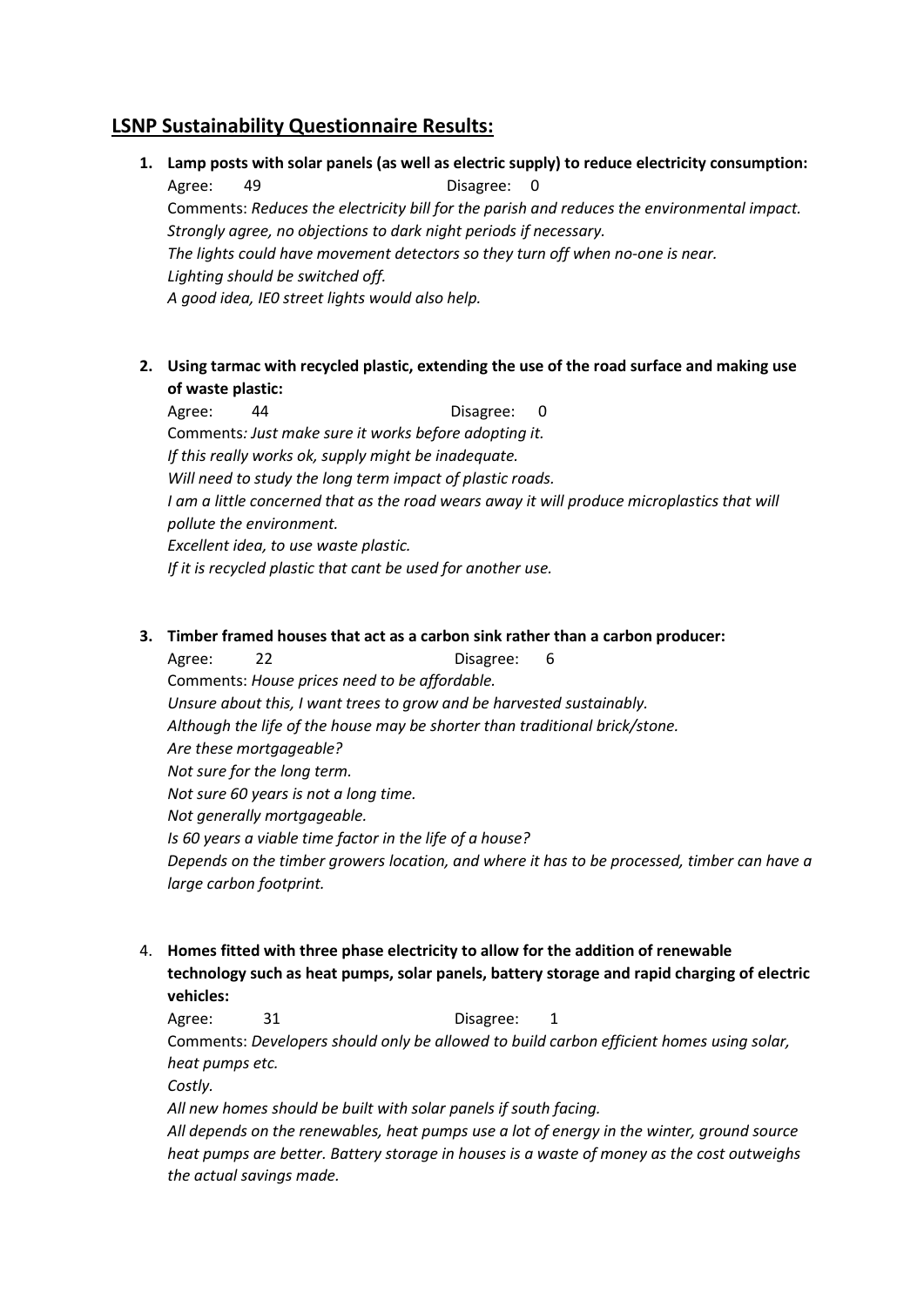## LSNP Sustainability Questionnaire Results:

1. **Lamp posts with solar panels (as well as electric supply) to reduce electricity consumption:**
   Agree: 49 Disagree: 0
   Comments: *Reduces the electricity bill for the parish and reduces the environmental impact.*
   *Strongly agree, no objections to dark night periods if necessary.*
   *The lights could have movement detectors so they turn off when no-one is near.*
   *Lighting should be switched off.*
   *A good idea, IE0 street lights would also help.*

2. **Using tarmac with recycled plastic, extending the use of the road surface and making use of waste plastic:**
   Agree: 44 Disagree: 0
   Comments*: Just make sure it works before adopting it.*
   *If this really works ok, supply might be inadequate.*
   *Will need to study the long term impact of plastic roads.*
   *I am a little concerned that as the road wears away it will produce microplastics that will pollute the environment.*
   *Excellent idea, to use waste plastic.*
   *If it is recycled plastic that cant be used for another use.*

3. **Timber framed houses that act as a carbon sink rather than a carbon producer:**
   Agree: 22 Disagree: 6
   Comments: *House prices need to be affordable.*
   *Unsure about this, I want trees to grow and be harvested sustainably.*
   *Although the life of the house may be shorter than traditional brick/stone.*
   *Are these mortgageable?*
   *Not sure for the long term.*
   *Not sure 60 years is not a long time.*
   *Not generally mortgageable.*
   *Is 60 years a viable time factor in the life of a house?*
   *Depends on the timber growers location, and where it has to be processed, timber can have a large carbon footprint.*

4. **Homes fitted with three phase electricity to allow for the addition of renewable technology such as heat pumps, solar panels, battery storage and rapid charging of electric vehicles:**
   Agree: 31 Disagree: 1
   Comments: *Developers should only be allowed to build carbon efficient homes using solar, heat pumps etc.*
   *Costly.*
   *All new homes should be built with solar panels if south facing.*
   *All depends on the renewables, heat pumps use a lot of energy in the winter, ground source heat pumps are better. Battery storage in houses is a waste of money as the cost outweighs the actual savings made.*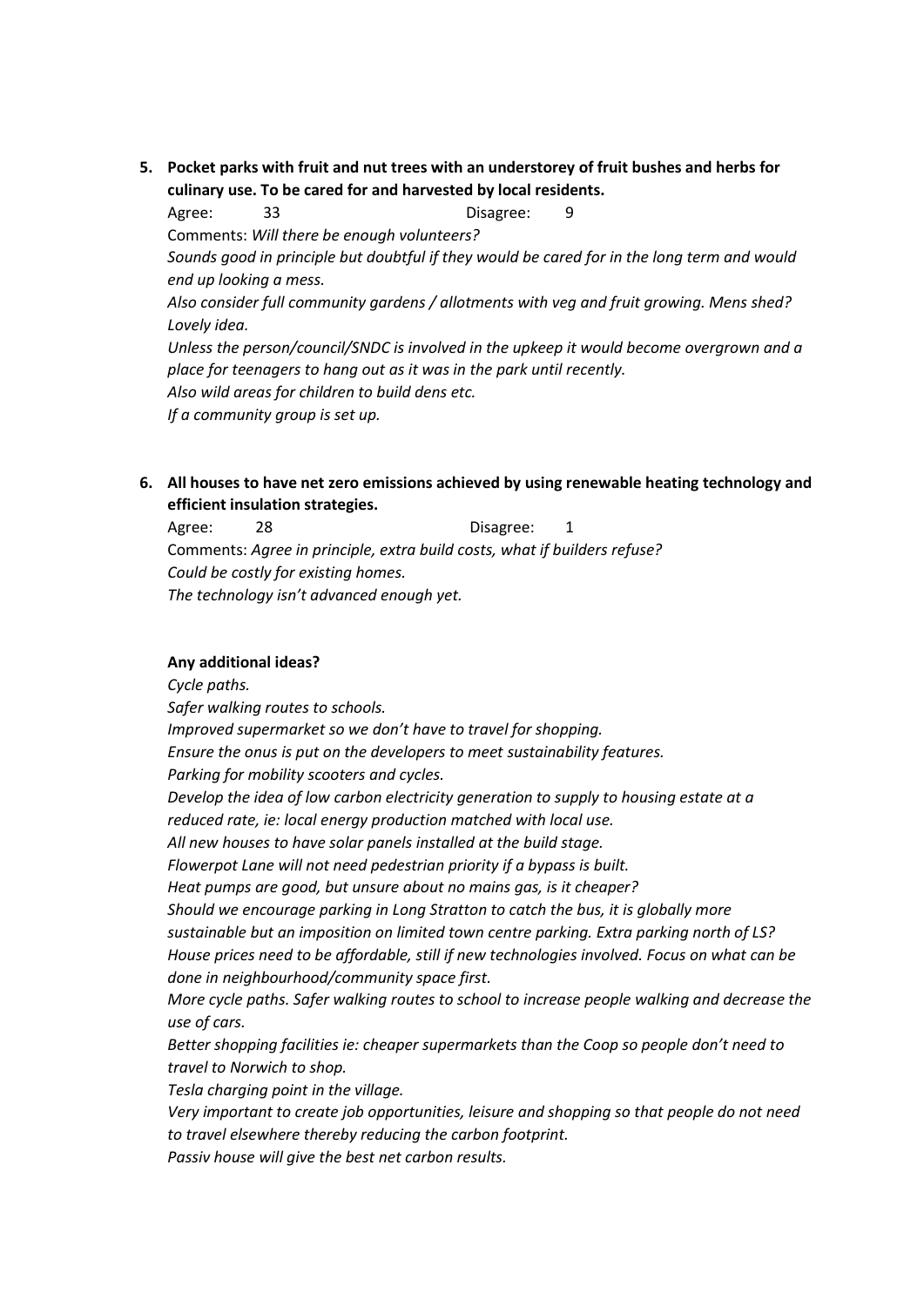5. **Pocket parks with fruit and nut trees with an understorey of fruit bushes and herbs for culinary use. To be cared for and harvested by local residents.**

   Agree: 33 Disagree: 9

   Comments: *Will there be enough volunteers?*

   *Sounds good in principle but doubtful if they would be cared for in the long term and would end up looking a mess.*

   *Also consider full community gardens / allotments with veg and fruit growing. Mens shed? Lovely idea.*

   *Unless the person/council/SNDC is involved in the upkeep it would become overgrown and a place for teenagers to hang out as it was in the park until recently.*

   *Also wild areas for children to build dens etc.*

   *If a community group is set up.*

6. **All houses to have net zero emissions achieved by using renewable heating technology and efficient insulation strategies.**

   Agree: 28 Disagree: 1

   Comments: *Agree in principle, extra build costs, what if builders refuse?*

   *Could be costly for existing homes.*

   *The technology isn't advanced enough yet.*

**Any additional ideas?**

*Cycle paths.*

*Safer walking routes to schools.*

*Improved supermarket so we don't have to travel for shopping.*

*Ensure the onus is put on the developers to meet sustainability features.*

*Parking for mobility scooters and cycles.*

*Develop the idea of low carbon electricity generation to supply to housing estate at a reduced rate, ie: local energy production matched with local use.*

*All new houses to have solar panels installed at the build stage.*

*Flowerpot Lane will not need pedestrian priority if a bypass is built.*

*Heat pumps are good, but unsure about no mains gas, is it cheaper?*

*Should we encourage parking in Long Stratton to catch the bus, it is globally more sustainable but an imposition on limited town centre parking. Extra parking north of LS?*

*House prices need to be affordable, still if new technologies involved. Focus on what can be done in neighbourhood/community space first.*

*More cycle paths. Safer walking routes to school to increase people walking and decrease the use of cars.*

*Better shopping facilities ie: cheaper supermarkets than the Coop so people don't need to travel to Norwich to shop.*

*Tesla charging point in the village.*

*Very important to create job opportunities, leisure and shopping so that people do not need to travel elsewhere thereby reducing the carbon footprint.*

*Passiv house will give the best net carbon results.*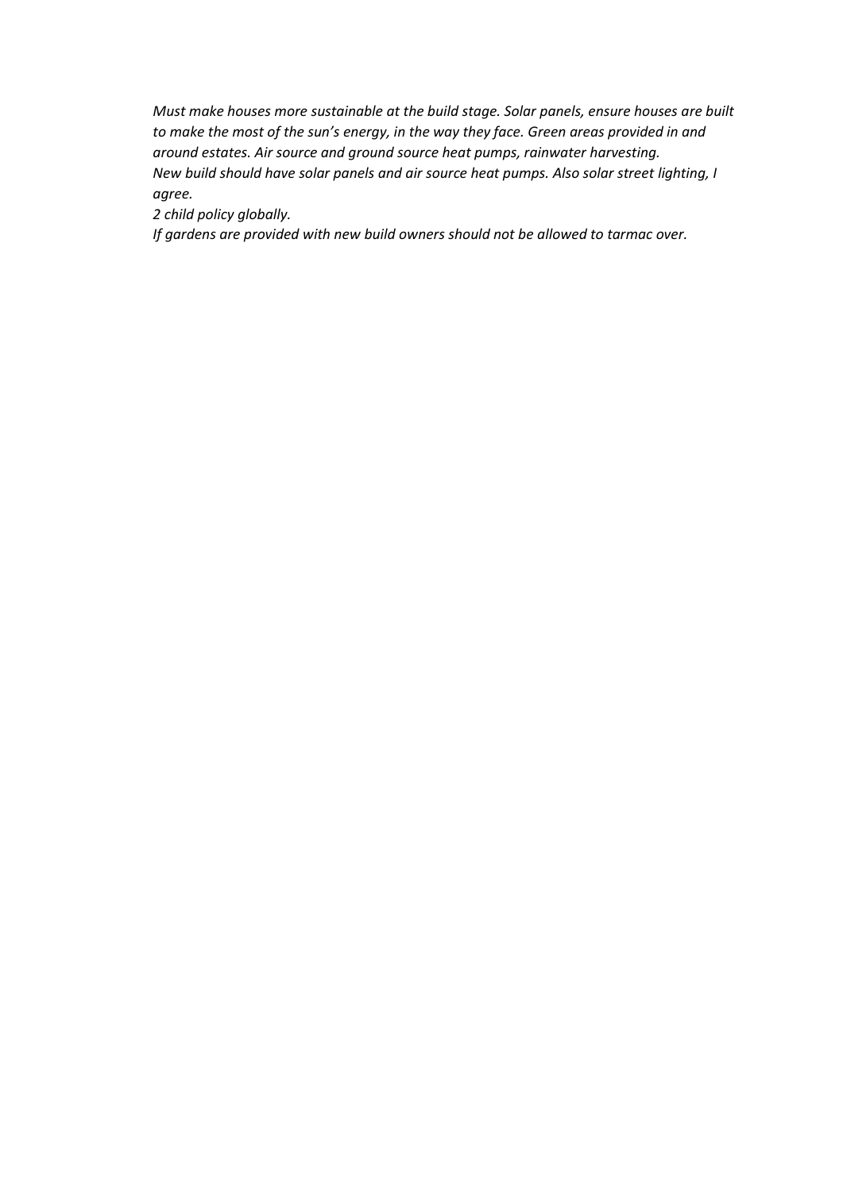*Must make houses more sustainable at the build stage. Solar panels, ensure houses are built to make the most of the sun's energy, in the way they face. Green areas provided in and around estates. Air source and ground source heat pumps, rainwater harvesting.*
*New build should have solar panels and air source heat pumps. Also solar street lighting, I agree.*
*2 child policy globally.*
*If gardens are provided with new build owners should not be allowed to tarmac over.*